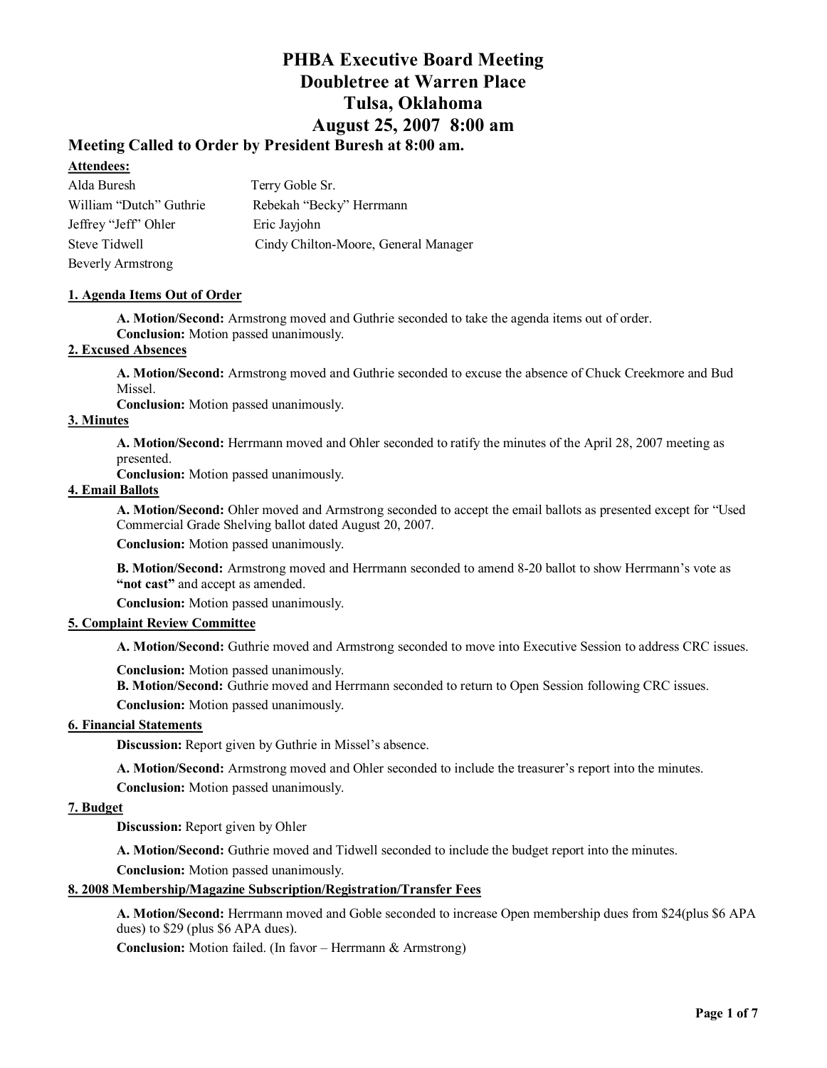# PHBA Executive Board Meeting
# Doubletree at Warren Place
# Tulsa, Oklahoma
# August 25, 2007 8:00 am

## Meeting Called to Order by President Buresh at 8:00 am.

**Attendees:**

| | |
|---|---|
| Alda Buresh | Terry Goble Sr. |
| William "Dutch" Guthrie | Rebekah "Becky" Herrmann |
| Jeffrey "Jeff" Ohler | Eric Jayjohn |
| Steve Tidwell | Cindy Chilton-Moore, General Manager |
| Beverly Armstrong | |

**1. Agenda Items Out of Order**

**A. Motion/Second:** Armstrong moved and Guthrie seconded to take the agenda items out of order.
**Conclusion:** Motion passed unanimously.

**2. Excused Absences**

**A. Motion/Second:** Armstrong moved and Guthrie seconded to excuse the absence of Chuck Creekmore and Bud Missel.
**Conclusion:** Motion passed unanimously.

**3. Minutes**

**A. Motion/Second:** Herrmann moved and Ohler seconded to ratify the minutes of the April 28, 2007 meeting as presented.
**Conclusion:** Motion passed unanimously.

**4. Email Ballots**

**A. Motion/Second:** Ohler moved and Armstrong seconded to accept the email ballots as presented except for "Used Commercial Grade Shelving ballot dated August 20, 2007.
**Conclusion:** Motion passed unanimously.

**B. Motion/Second:** Armstrong moved and Herrmann seconded to amend 8-20 ballot to show Herrmann's vote as **"not cast"** and accept as amended.
**Conclusion:** Motion passed unanimously.

**5. Complaint Review Committee**

**A. Motion/Second:** Guthrie moved and Armstrong seconded to move into Executive Session to address CRC issues.
**Conclusion:** Motion passed unanimously.
**B. Motion/Second:** Guthrie moved and Herrmann seconded to return to Open Session following CRC issues.
**Conclusion:** Motion passed unanimously.

**6. Financial Statements**

**Discussion:** Report given by Guthrie in Missel's absence.

**A. Motion/Second:** Armstrong moved and Ohler seconded to include the treasurer's report into the minutes.
**Conclusion:** Motion passed unanimously.

**7. Budget**

**Discussion:** Report given by Ohler

**A. Motion/Second:** Guthrie moved and Tidwell seconded to include the budget report into the minutes.
**Conclusion:** Motion passed unanimously.

**8. 2008 Membership/Magazine Subscription/Registration/Transfer Fees**

**A. Motion/Second:** Herrmann moved and Goble seconded to increase Open membership dues from $24(plus $6 APA dues) to $29 (plus $6 APA dues).
**Conclusion:** Motion failed. (In favor – Herrmann & Armstrong)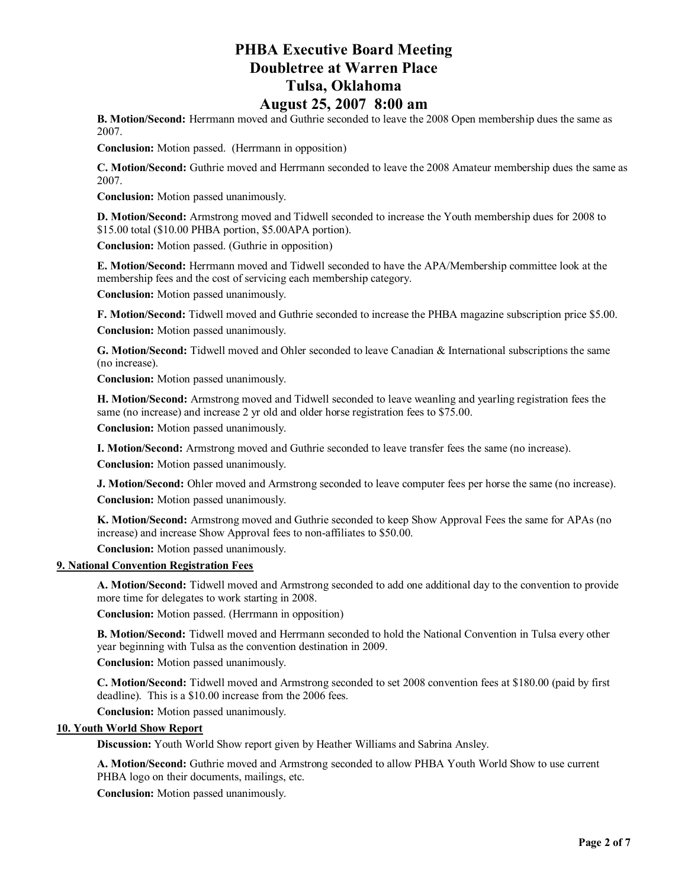# PHBA Executive Board Meeting
# Doubletree at Warren Place
# Tulsa, Oklahoma
# August 25, 2007 8:00 am

**B. Motion/Second:** Herrmann moved and Guthrie seconded to leave the 2008 Open membership dues the same as 2007.

**Conclusion:** Motion passed. (Herrmann in opposition)

**C. Motion/Second:** Guthrie moved and Herrmann seconded to leave the 2008 Amateur membership dues the same as 2007.

**Conclusion:** Motion passed unanimously.

**D. Motion/Second:** Armstrong moved and Tidwell seconded to increase the Youth membership dues for 2008 to $15.00 total ($10.00 PHBA portion, $5.00APA portion).

**Conclusion:** Motion passed. (Guthrie in opposition)

**E. Motion/Second:** Herrmann moved and Tidwell seconded to have the APA/Membership committee look at the membership fees and the cost of servicing each membership category.

**Conclusion:** Motion passed unanimously.

**F. Motion/Second:** Tidwell moved and Guthrie seconded to increase the PHBA magazine subscription price $5.00.

**Conclusion:** Motion passed unanimously.

**G. Motion/Second:** Tidwell moved and Ohler seconded to leave Canadian & International subscriptions the same (no increase).

**Conclusion:** Motion passed unanimously.

**H. Motion/Second:** Armstrong moved and Tidwell seconded to leave weanling and yearling registration fees the same (no increase) and increase 2 yr old and older horse registration fees to $75.00.

**Conclusion:** Motion passed unanimously.

**I. Motion/Second:** Armstrong moved and Guthrie seconded to leave transfer fees the same (no increase).

**Conclusion:** Motion passed unanimously.

**J. Motion/Second:** Ohler moved and Armstrong seconded to leave computer fees per horse the same (no increase).

**Conclusion:** Motion passed unanimously.

**K. Motion/Second:** Armstrong moved and Guthrie seconded to keep Show Approval Fees the same for APAs (no increase) and increase Show Approval fees to non-affiliates to $50.00.

**Conclusion:** Motion passed unanimously.

**9. National Convention Registration Fees**

**A. Motion/Second:** Tidwell moved and Armstrong seconded to add one additional day to the convention to provide more time for delegates to work starting in 2008.

**Conclusion:** Motion passed. (Herrmann in opposition)

**B. Motion/Second:** Tidwell moved and Herrmann seconded to hold the National Convention in Tulsa every other year beginning with Tulsa as the convention destination in 2009.

**Conclusion:** Motion passed unanimously.

**C. Motion/Second:** Tidwell moved and Armstrong seconded to set 2008 convention fees at $180.00 (paid by first deadline). This is a $10.00 increase from the 2006 fees.

**Conclusion:** Motion passed unanimously.

**10. Youth World Show Report**

**Discussion:** Youth World Show report given by Heather Williams and Sabrina Ansley.

**A. Motion/Second:** Guthrie moved and Armstrong seconded to allow PHBA Youth World Show to use current PHBA logo on their documents, mailings, etc.

**Conclusion:** Motion passed unanimously.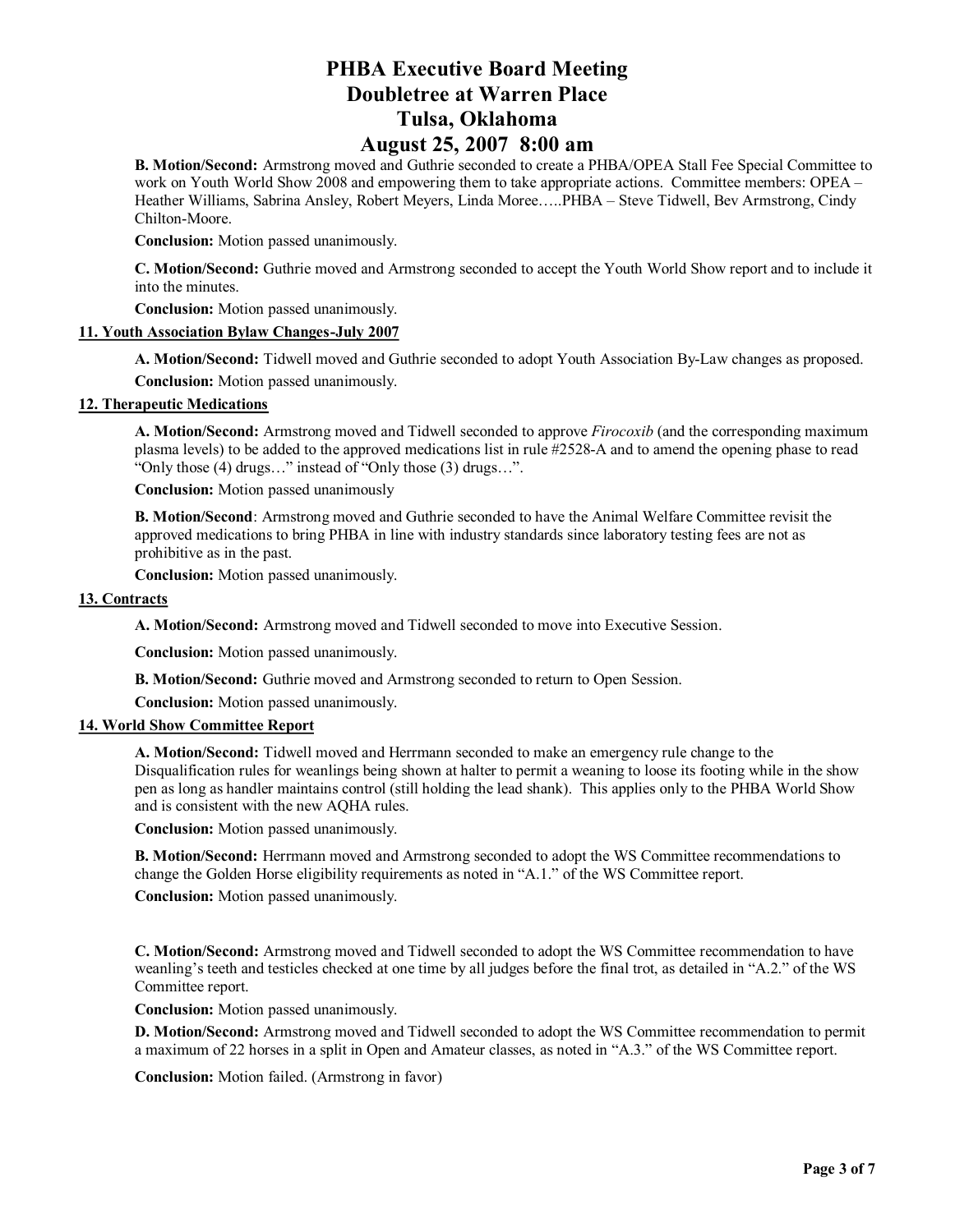# PHBA Executive Board Meeting
# Doubletree at Warren Place
# Tulsa, Oklahoma
# August 25, 2007 8:00 am

**B. Motion/Second:** Armstrong moved and Guthrie seconded to create a PHBA/OPEA Stall Fee Special Committee to work on Youth World Show 2008 and empowering them to take appropriate actions. Committee members: OPEA – Heather Williams, Sabrina Ansley, Robert Meyers, Linda Moree…..PHBA – Steve Tidwell, Bev Armstrong, Cindy Chilton-Moore.

**Conclusion:** Motion passed unanimously.

**C. Motion/Second:** Guthrie moved and Armstrong seconded to accept the Youth World Show report and to include it into the minutes.

**Conclusion:** Motion passed unanimously.

**11. Youth Association Bylaw Changes-July 2007**

**A. Motion/Second:** Tidwell moved and Guthrie seconded to adopt Youth Association By-Law changes as proposed.

**Conclusion:** Motion passed unanimously.

**12. Therapeutic Medications**

**A. Motion/Second:** Armstrong moved and Tidwell seconded to approve *Firocoxib* (and the corresponding maximum plasma levels) to be added to the approved medications list in rule #2528-A and to amend the opening phase to read "Only those (4) drugs…" instead of "Only those (3) drugs…".

**Conclusion:** Motion passed unanimously

**B. Motion/Second**: Armstrong moved and Guthrie seconded to have the Animal Welfare Committee revisit the approved medications to bring PHBA in line with industry standards since laboratory testing fees are not as prohibitive as in the past.

**Conclusion:** Motion passed unanimously.

**13. Contracts**

**A. Motion/Second:** Armstrong moved and Tidwell seconded to move into Executive Session.

**Conclusion:** Motion passed unanimously.

**B. Motion/Second:** Guthrie moved and Armstrong seconded to return to Open Session.

**Conclusion:** Motion passed unanimously.

**14. World Show Committee Report**

**A. Motion/Second:** Tidwell moved and Herrmann seconded to make an emergency rule change to the Disqualification rules for weanlings being shown at halter to permit a weaning to loose its footing while in the show pen as long as handler maintains control (still holding the lead shank). This applies only to the PHBA World Show and is consistent with the new AQHA rules.

**Conclusion:** Motion passed unanimously.

**B. Motion/Second:** Herrmann moved and Armstrong seconded to adopt the WS Committee recommendations to change the Golden Horse eligibility requirements as noted in "A.1." of the WS Committee report.

**Conclusion:** Motion passed unanimously.

**C. Motion/Second:** Armstrong moved and Tidwell seconded to adopt the WS Committee recommendation to have weanling's teeth and testicles checked at one time by all judges before the final trot, as detailed in "A.2." of the WS Committee report.

**Conclusion:** Motion passed unanimously.

**D. Motion/Second:** Armstrong moved and Tidwell seconded to adopt the WS Committee recommendation to permit a maximum of 22 horses in a split in Open and Amateur classes, as noted in "A.3." of the WS Committee report.

**Conclusion:** Motion failed. (Armstrong in favor)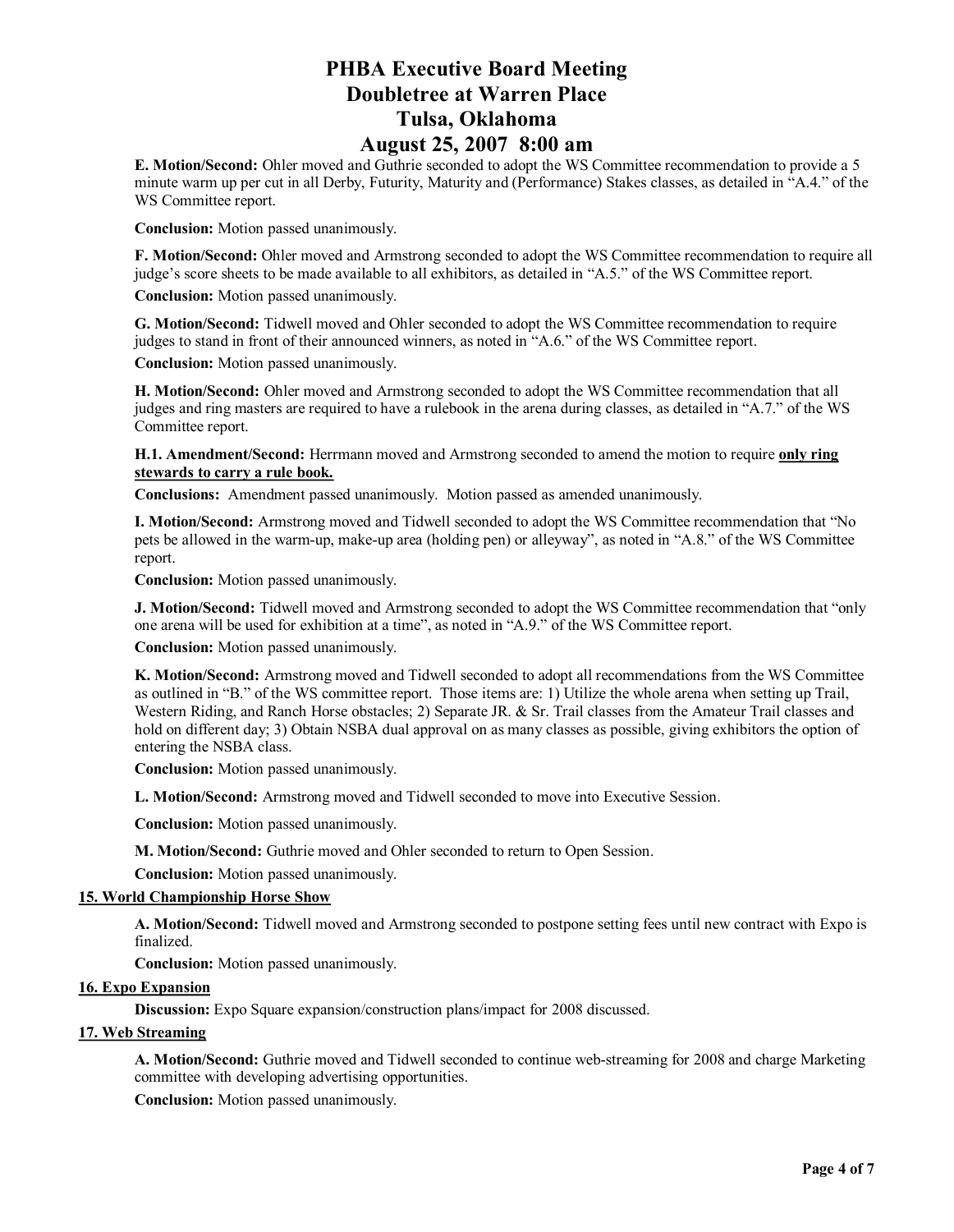# PHBA Executive Board Meeting
# Doubletree at Warren Place
# Tulsa, Oklahoma
# August 25, 2007 8:00 am

**E. Motion/Second:** Ohler moved and Guthrie seconded to adopt the WS Committee recommendation to provide a 5 minute warm up per cut in all Derby, Futurity, Maturity and (Performance) Stakes classes, as detailed in "A.4." of the WS Committee report.

**Conclusion:** Motion passed unanimously.

**F. Motion/Second:** Ohler moved and Armstrong seconded to adopt the WS Committee recommendation to require all judge's score sheets to be made available to all exhibitors, as detailed in "A.5." of the WS Committee report.

**Conclusion:** Motion passed unanimously.

**G. Motion/Second:** Tidwell moved and Ohler seconded to adopt the WS Committee recommendation to require judges to stand in front of their announced winners, as noted in "A.6." of the WS Committee report.

**Conclusion:** Motion passed unanimously.

**H. Motion/Second:** Ohler moved and Armstrong seconded to adopt the WS Committee recommendation that all judges and ring masters are required to have a rulebook in the arena during classes, as detailed in "A.7." of the WS Committee report.

**H.1. Amendment/Second:** Herrmann moved and Armstrong seconded to amend the motion to require **only ring stewards to carry a rule book.**

**Conclusions:** Amendment passed unanimously. Motion passed as amended unanimously.

**I. Motion/Second:** Armstrong moved and Tidwell seconded to adopt the WS Committee recommendation that "No pets be allowed in the warm-up, make-up area (holding pen) or alleyway", as noted in "A.8." of the WS Committee report.

**Conclusion:** Motion passed unanimously.

**J. Motion/Second:** Tidwell moved and Armstrong seconded to adopt the WS Committee recommendation that "only one arena will be used for exhibition at a time", as noted in "A.9." of the WS Committee report.

**Conclusion:** Motion passed unanimously.

**K. Motion/Second:** Armstrong moved and Tidwell seconded to adopt all recommendations from the WS Committee as outlined in "B." of the WS committee report. Those items are: 1) Utilize the whole arena when setting up Trail, Western Riding, and Ranch Horse obstacles; 2) Separate JR. & Sr. Trail classes from the Amateur Trail classes and hold on different day; 3) Obtain NSBA dual approval on as many classes as possible, giving exhibitors the option of entering the NSBA class.

**Conclusion:** Motion passed unanimously.

**L. Motion/Second:** Armstrong moved and Tidwell seconded to move into Executive Session.

**Conclusion:** Motion passed unanimously.

**M. Motion/Second:** Guthrie moved and Ohler seconded to return to Open Session.

**Conclusion:** Motion passed unanimously.

## 15. World Championship Horse Show

**A. Motion/Second:** Tidwell moved and Armstrong seconded to postpone setting fees until new contract with Expo is finalized.

**Conclusion:** Motion passed unanimously.

## 16. Expo Expansion

**Discussion:** Expo Square expansion/construction plans/impact for 2008 discussed.

## 17. Web Streaming

**A. Motion/Second:** Guthrie moved and Tidwell seconded to continue web-streaming for 2008 and charge Marketing committee with developing advertising opportunities.

**Conclusion:** Motion passed unanimously.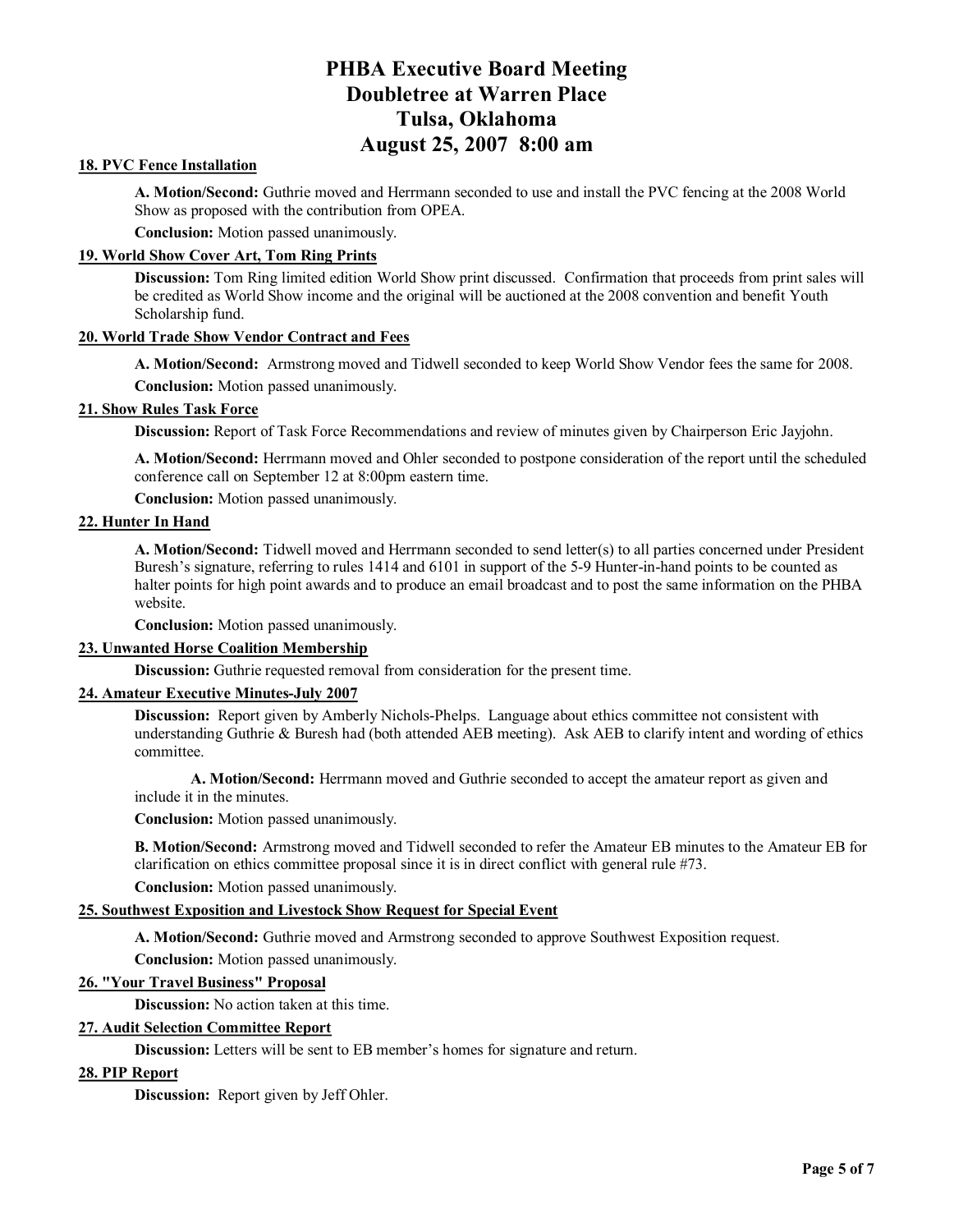# PHBA Executive Board Meeting
# Doubletree at Warren Place
# Tulsa, Oklahoma
# August 25, 2007 8:00 am

**18. PVC Fence Installation**

**A. Motion/Second:** Guthrie moved and Herrmann seconded to use and install the PVC fencing at the 2008 World Show as proposed with the contribution from OPEA.

**Conclusion:** Motion passed unanimously.

**19. World Show Cover Art, Tom Ring Prints**

**Discussion:** Tom Ring limited edition World Show print discussed. Confirmation that proceeds from print sales will be credited as World Show income and the original will be auctioned at the 2008 convention and benefit Youth Scholarship fund.

**20. World Trade Show Vendor Contract and Fees**

**A. Motion/Second:** Armstrong moved and Tidwell seconded to keep World Show Vendor fees the same for 2008.

**Conclusion:** Motion passed unanimously.

**21. Show Rules Task Force**

**Discussion:** Report of Task Force Recommendations and review of minutes given by Chairperson Eric Jayjohn.

**A. Motion/Second:** Herrmann moved and Ohler seconded to postpone consideration of the report until the scheduled conference call on September 12 at 8:00pm eastern time.

**Conclusion:** Motion passed unanimously.

**22. Hunter In Hand**

**A. Motion/Second:** Tidwell moved and Herrmann seconded to send letter(s) to all parties concerned under President Buresh's signature, referring to rules 1414 and 6101 in support of the 5-9 Hunter-in-hand points to be counted as halter points for high point awards and to produce an email broadcast and to post the same information on the PHBA website.

**Conclusion:** Motion passed unanimously.

**23. Unwanted Horse Coalition Membership**

**Discussion:** Guthrie requested removal from consideration for the present time.

**24. Amateur Executive Minutes-July 2007**

**Discussion:** Report given by Amberly Nichols-Phelps. Language about ethics committee not consistent with understanding Guthrie & Buresh had (both attended AEB meeting). Ask AEB to clarify intent and wording of ethics committee.

**A. Motion/Second:** Herrmann moved and Guthrie seconded to accept the amateur report as given and include it in the minutes.

**Conclusion:** Motion passed unanimously.

**B. Motion/Second:** Armstrong moved and Tidwell seconded to refer the Amateur EB minutes to the Amateur EB for clarification on ethics committee proposal since it is in direct conflict with general rule #73.

**Conclusion:** Motion passed unanimously.

**25. Southwest Exposition and Livestock Show Request for Special Event**

**A. Motion/Second:** Guthrie moved and Armstrong seconded to approve Southwest Exposition request.

**Conclusion:** Motion passed unanimously.

**26. "Your Travel Business" Proposal**

**Discussion:** No action taken at this time.

**27. Audit Selection Committee Report**

**Discussion:** Letters will be sent to EB member's homes for signature and return.

**28. PIP Report**

**Discussion:** Report given by Jeff Ohler.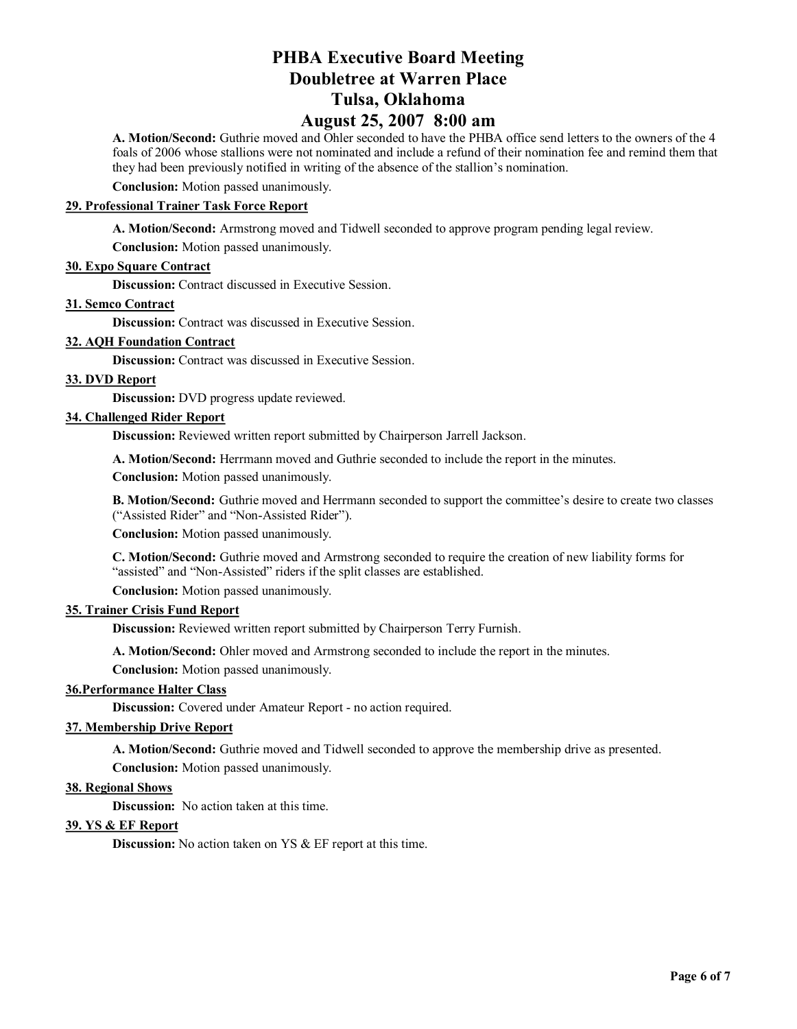**A. Motion/Second:** Guthrie moved and Ohler seconded to have the PHBA office send letters to the owners of the 4 foals of 2006 whose stallions were not nominated and include a refund of their nomination fee and remind them that they had been previously notified in writing of the absence of the stallion's nomination.

**Conclusion:** Motion passed unanimously.

**29. Professional Trainer Task Force Report**

**A. Motion/Second:** Armstrong moved and Tidwell seconded to approve program pending legal review.

**Conclusion:** Motion passed unanimously.

**30. Expo Square Contract**

**Discussion:** Contract discussed in Executive Session.

**31. Semco Contract**

**Discussion:** Contract was discussed in Executive Session.

**32. AQH Foundation Contract**

**Discussion:** Contract was discussed in Executive Session.

**33. DVD Report**

**Discussion:** DVD progress update reviewed.

**34. Challenged Rider Report**

**Discussion:** Reviewed written report submitted by Chairperson Jarrell Jackson.

**A. Motion/Second:** Herrmann moved and Guthrie seconded to include the report in the minutes.

**Conclusion:** Motion passed unanimously.

**B. Motion/Second:** Guthrie moved and Herrmann seconded to support the committee's desire to create two classes ("Assisted Rider" and "Non-Assisted Rider").

**Conclusion:** Motion passed unanimously.

**C. Motion/Second:** Guthrie moved and Armstrong seconded to require the creation of new liability forms for "assisted" and "Non-Assisted" riders if the split classes are established.

**Conclusion:** Motion passed unanimously.

**35. Trainer Crisis Fund Report**

**Discussion:** Reviewed written report submitted by Chairperson Terry Furnish.

**A. Motion/Second:** Ohler moved and Armstrong seconded to include the report in the minutes.

**Conclusion:** Motion passed unanimously.

**36.Performance Halter Class**

**Discussion:** Covered under Amateur Report - no action required.

**37. Membership Drive Report**

**A. Motion/Second:** Guthrie moved and Tidwell seconded to approve the membership drive as presented.

**Conclusion:** Motion passed unanimously.

**38. Regional Shows**

**Discussion:** No action taken at this time.

**39. YS & EF Report**

**Discussion:** No action taken on YS & EF report at this time.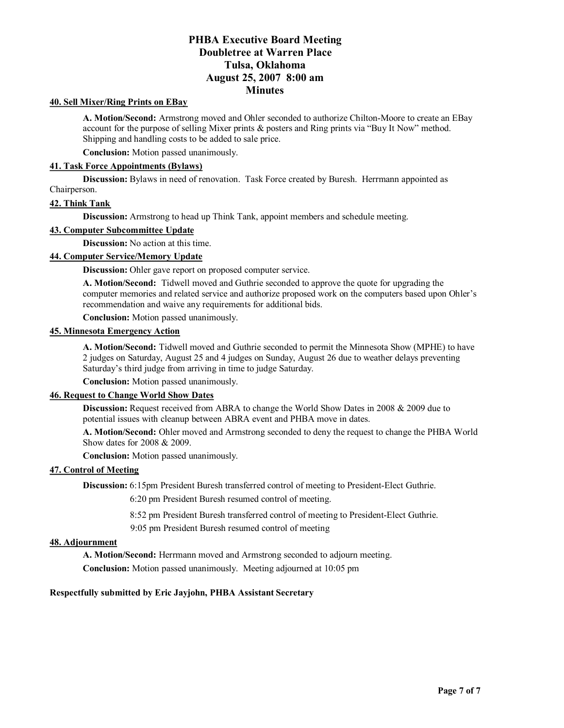# PHBA Executive Board Meeting
# Doubletree at Warren Place
# Tulsa, Oklahoma
# August 25, 2007 8:00 am
# Minutes

**40. Sell Mixer/Ring Prints on EBay**

**A. Motion/Second:** Armstrong moved and Ohler seconded to authorize Chilton-Moore to create an EBay account for the purpose of selling Mixer prints & posters and Ring prints via "Buy It Now" method. Shipping and handling costs to be added to sale price.

**Conclusion:** Motion passed unanimously.

**41. Task Force Appointments (Bylaws)**

**Discussion:** Bylaws in need of renovation. Task Force created by Buresh. Herrmann appointed as Chairperson.

**42. Think Tank**

**Discussion:** Armstrong to head up Think Tank, appoint members and schedule meeting.

**43. Computer Subcommittee Update**

**Discussion:** No action at this time.

**44. Computer Service/Memory Update**

**Discussion:** Ohler gave report on proposed computer service.

**A. Motion/Second:** Tidwell moved and Guthrie seconded to approve the quote for upgrading the computer memories and related service and authorize proposed work on the computers based upon Ohler's recommendation and waive any requirements for additional bids.

**Conclusion:** Motion passed unanimously.

**45. Minnesota Emergency Action**

**A. Motion/Second:** Tidwell moved and Guthrie seconded to permit the Minnesota Show (MPHE) to have 2 judges on Saturday, August 25 and 4 judges on Sunday, August 26 due to weather delays preventing Saturday's third judge from arriving in time to judge Saturday.

**Conclusion:** Motion passed unanimously.

**46. Request to Change World Show Dates**

**Discussion:** Request received from ABRA to change the World Show Dates in 2008 & 2009 due to potential issues with cleanup between ABRA event and PHBA move in dates.

**A. Motion/Second:** Ohler moved and Armstrong seconded to deny the request to change the PHBA World Show dates for 2008 & 2009.

**Conclusion:** Motion passed unanimously.

**47. Control of Meeting**

**Discussion:** 6:15pm President Buresh transferred control of meeting to President-Elect Guthrie.

6:20 pm President Buresh resumed control of meeting.

8:52 pm President Buresh transferred control of meeting to President-Elect Guthrie.

9:05 pm President Buresh resumed control of meeting

**48. Adjournment**

**A. Motion/Second:** Herrmann moved and Armstrong seconded to adjourn meeting.

**Conclusion:** Motion passed unanimously. Meeting adjourned at 10:05 pm

**Respectfully submitted by Eric Jayjohn, PHBA Assistant Secretary**